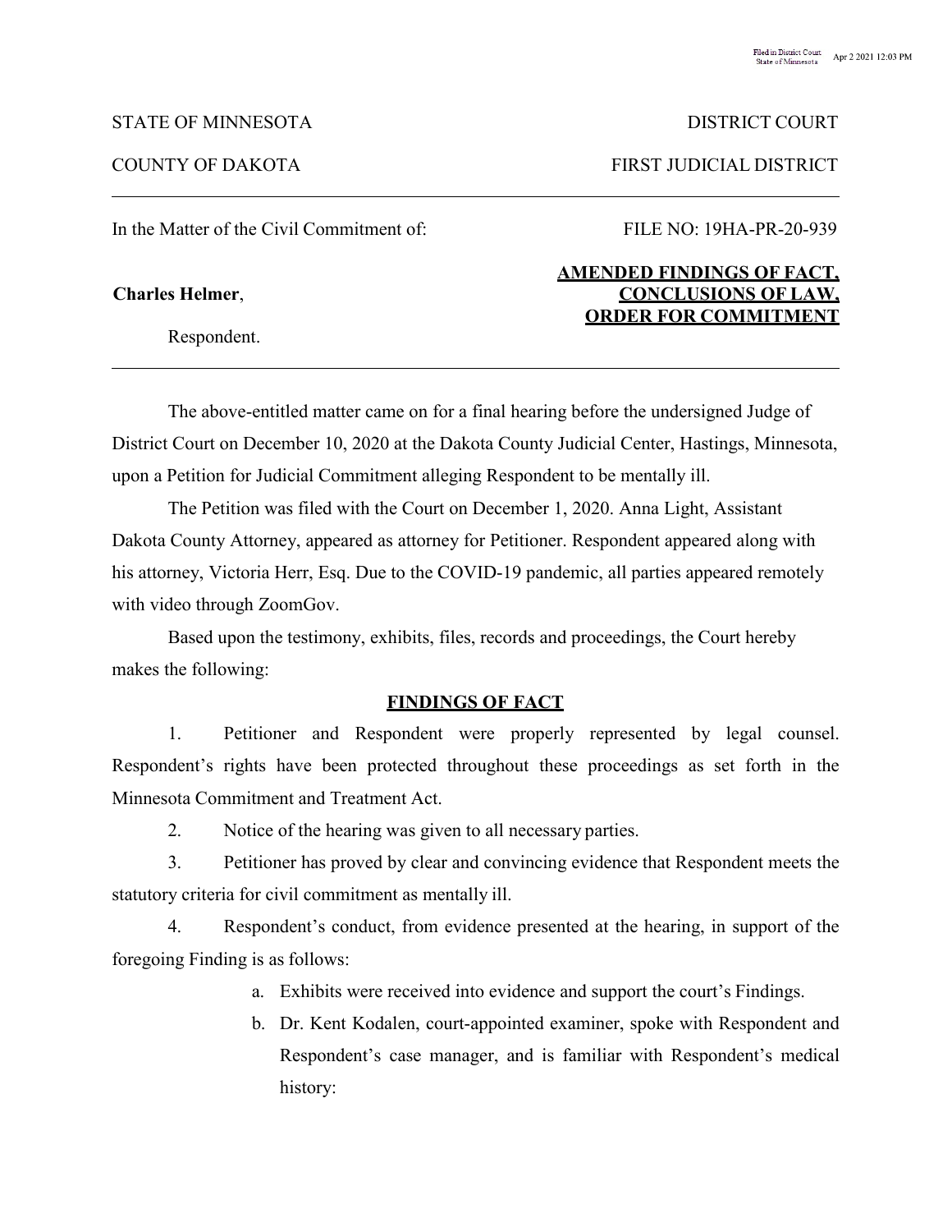Filed in District Court State of Minnesota Apr 2 2021 12:03 PM

STATE OF MINNESOTA DISTRICT COURT

COUNTY OF DAKOTA FIRST JUDICIAL DISTRICT

---

In the Matter of the Civil Commitment of: FILE NO: 19HA-PR-20-939

**Charles Helmer**,

Respondent.

**AMENDED FINDINGS OF FACT, CONCLUSIONS OF LAW, ORDER FOR COMMITMENT**

---

The above-entitled matter came on for a final hearing before the undersigned Judge of District Court on December 10, 2020 at the Dakota County Judicial Center, Hastings, Minnesota, upon a Petition for Judicial Commitment alleging Respondent to be mentally ill.

The Petition was filed with the Court on December 1, 2020. Anna Light, Assistant Dakota County Attorney, appeared as attorney for Petitioner. Respondent appeared along with his attorney, Victoria Herr, Esq. Due to the COVID-19 pandemic, all parties appeared remotely with video through ZoomGov.

Based upon the testimony, exhibits, files, records and proceedings, the Court hereby makes the following:

## FINDINGS OF FACT

1. Petitioner and Respondent were properly represented by legal counsel. Respondent's rights have been protected throughout these proceedings as set forth in the Minnesota Commitment and Treatment Act.

2. Notice of the hearing was given to all necessary parties.

3. Petitioner has proved by clear and convincing evidence that Respondent meets the statutory criteria for civil commitment as mentally ill.

4. Respondent's conduct, from evidence presented at the hearing, in support of the foregoing Finding is as follows:

   a. Exhibits were received into evidence and support the court's Findings.

   b. Dr. Kent Kodalen, court-appointed examiner, spoke with Respondent and Respondent's case manager, and is familiar with Respondent's medical history: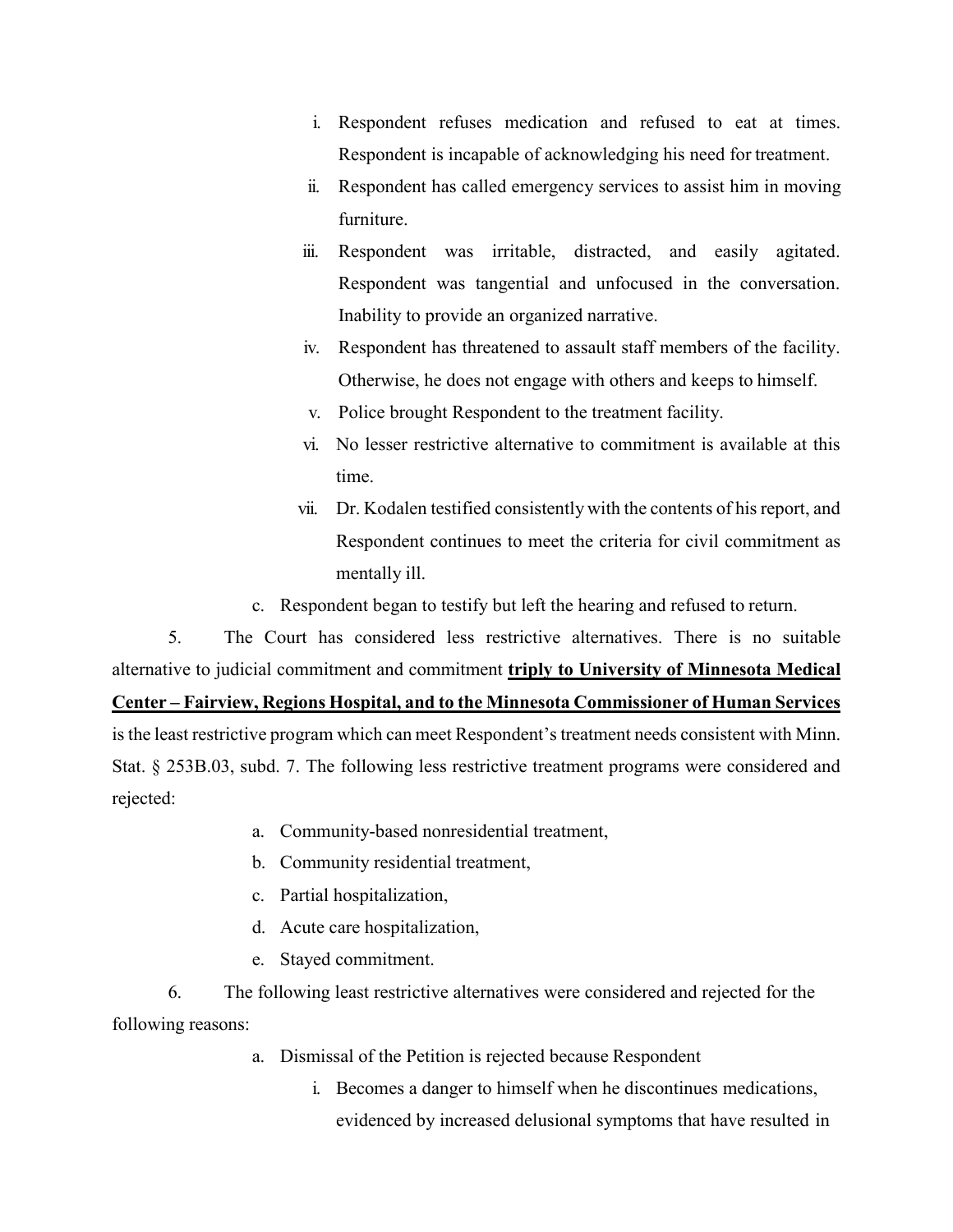i. Respondent refuses medication and refused to eat at times. Respondent is incapable of acknowledging his need for treatment.
   ii. Respondent has called emergency services to assist him in moving furniture.
   iii. Respondent was irritable, distracted, and easily agitated. Respondent was tangential and unfocused in the conversation. Inability to provide an organized narrative.
   iv. Respondent has threatened to assault staff members of the facility. Otherwise, he does not engage with others and keeps to himself.
   v. Police brought Respondent to the treatment facility.
   vi. No lesser restrictive alternative to commitment is available at this time.
   vii. Dr. Kodalen testified consistently with the contents of his report, and Respondent continues to meet the criteria for civil commitment as mentally ill.

c. Respondent began to testify but left the hearing and refused to return.

5. The Court has considered less restrictive alternatives. There is no suitable alternative to judicial commitment and commitment **triply to University of Minnesota Medical Center – Fairview, Regions Hospital, and to the Minnesota Commissioner of Human Services** is the least restrictive program which can meet Respondent's treatment needs consistent with Minn. Stat. § 253B.03, subd. 7. The following less restrictive treatment programs were considered and rejected:

a. Community-based nonresidential treatment,
b. Community residential treatment,
c. Partial hospitalization,
d. Acute care hospitalization,
e. Stayed commitment.

6. The following least restrictive alternatives were considered and rejected for the following reasons:

a. Dismissal of the Petition is rejected because Respondent
   i. Becomes a danger to himself when he discontinues medications, evidenced by increased delusional symptoms that have resulted in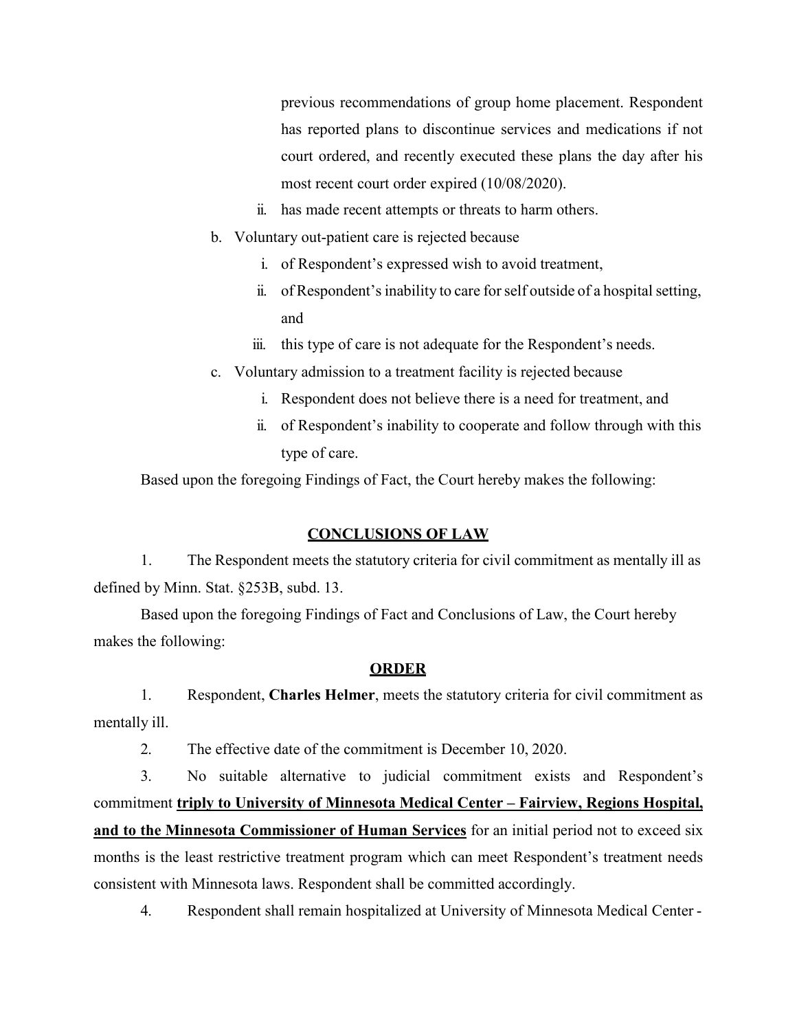previous recommendations of group home placement. Respondent has reported plans to discontinue services and medications if not court ordered, and recently executed these plans the day after his most recent court order expired (10/08/2020).

ii. has made recent attempts or threats to harm others.

b. Voluntary out-patient care is rejected because

i. of Respondent's expressed wish to avoid treatment,

ii. of Respondent's inability to care for self outside of a hospital setting, and

iii. this type of care is not adequate for the Respondent's needs.

c. Voluntary admission to a treatment facility is rejected because

i. Respondent does not believe there is a need for treatment, and

ii. of Respondent's inability to cooperate and follow through with this type of care.

Based upon the foregoing Findings of Fact, the Court hereby makes the following:

## CONCLUSIONS OF LAW

1. The Respondent meets the statutory criteria for civil commitment as mentally ill as defined by Minn. Stat. §253B, subd. 13.

Based upon the foregoing Findings of Fact and Conclusions of Law, the Court hereby makes the following:

## ORDER

1. Respondent, **Charles Helmer**, meets the statutory criteria for civil commitment as mentally ill.

2. The effective date of the commitment is December 10, 2020.

3. No suitable alternative to judicial commitment exists and Respondent's commitment **triply to University of Minnesota Medical Center – Fairview, Regions Hospital, and to the Minnesota Commissioner of Human Services** for an initial period not to exceed six months is the least restrictive treatment program which can meet Respondent's treatment needs consistent with Minnesota laws. Respondent shall be committed accordingly.

4. Respondent shall remain hospitalized at University of Minnesota Medical Center -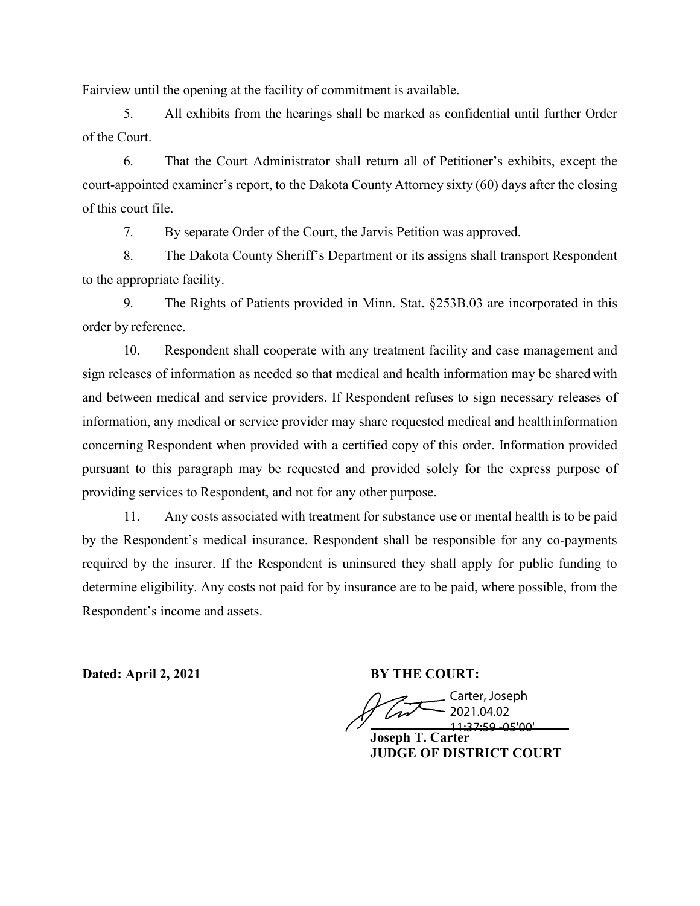Fairview until the opening at the facility of commitment is available.

5. All exhibits from the hearings shall be marked as confidential until further Order of the Court.

6. That the Court Administrator shall return all of Petitioner's exhibits, except the court-appointed examiner's report, to the Dakota County Attorney sixty (60) days after the closing of this court file.

7. By separate Order of the Court, the Jarvis Petition was approved.

8. The Dakota County Sheriff's Department or its assigns shall transport Respondent to the appropriate facility.

9. The Rights of Patients provided in Minn. Stat. §253B.03 are incorporated in this order by reference.

10. Respondent shall cooperate with any treatment facility and case management and sign releases of information as needed so that medical and health information may be shared with and between medical and service providers. If Respondent refuses to sign necessary releases of information, any medical or service provider may share requested medical and health information concerning Respondent when provided with a certified copy of this order. Information provided pursuant to this paragraph may be requested and provided solely for the express purpose of providing services to Respondent, and not for any other purpose.

11. Any costs associated with treatment for substance use or mental health is to be paid by the Respondent's medical insurance. Respondent shall be responsible for any co-payments required by the insurer. If the Respondent is uninsured they shall apply for public funding to determine eligibility. Any costs not paid for by insurance are to be paid, where possible, from the Respondent's income and assets.

**Dated: April 2, 2021**

**BY THE COURT:**

Carter, Joseph
2021.04.02
11:37:59 -05'00'

**Joseph T. Carter**
**JUDGE OF DISTRICT COURT**